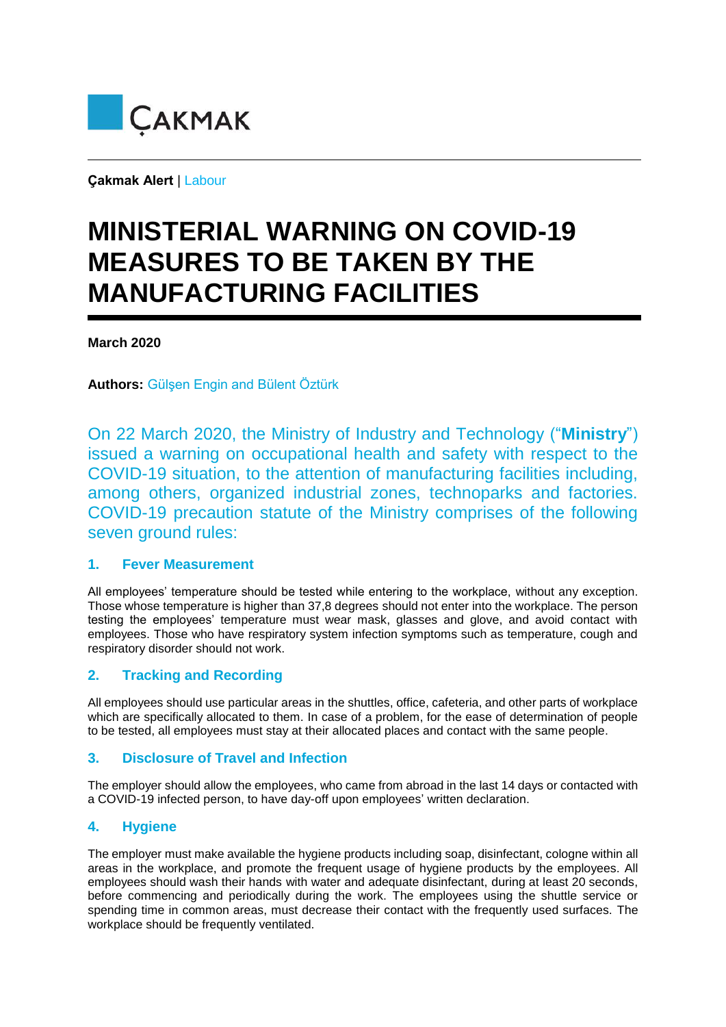ÇAKMAK

**Çakmak Alert** | Labour

# MINISTERIAL WARNING ON COVID-19 MEASURES TO BE TAKEN BY THE MANUFACTURING FACILITIES

**March 2020**

**Authors:** Gülşen Engin and Bülent Öztürk

On 22 March 2020, the Ministry of Industry and Technology ("**Ministry**") issued a warning on occupational health and safety with respect to the COVID-19 situation, to the attention of manufacturing facilities including, among others, organized industrial zones, technoparks and factories. COVID-19 precaution statute of the Ministry comprises of the following seven ground rules:

## 1. Fever Measurement

All employees' temperature should be tested while entering to the workplace, without any exception. Those whose temperature is higher than 37,8 degrees should not enter into the workplace. The person testing the employees' temperature must wear mask, glasses and glove, and avoid contact with employees. Those who have respiratory system infection symptoms such as temperature, cough and respiratory disorder should not work.

## 2. Tracking and Recording

All employees should use particular areas in the shuttles, office, cafeteria, and other parts of workplace which are specifically allocated to them. In case of a problem, for the ease of determination of people to be tested, all employees must stay at their allocated places and contact with the same people.

## 3. Disclosure of Travel and Infection

The employer should allow the employees, who came from abroad in the last 14 days or contacted with a COVID-19 infected person, to have day-off upon employees' written declaration.

## 4. Hygiene

The employer must make available the hygiene products including soap, disinfectant, cologne within all areas in the workplace, and promote the frequent usage of hygiene products by the employees. All employees should wash their hands with water and adequate disinfectant, during at least 20 seconds, before commencing and periodically during the work. The employees using the shuttle service or spending time in common areas, must decrease their contact with the frequently used surfaces. The workplace should be frequently ventilated.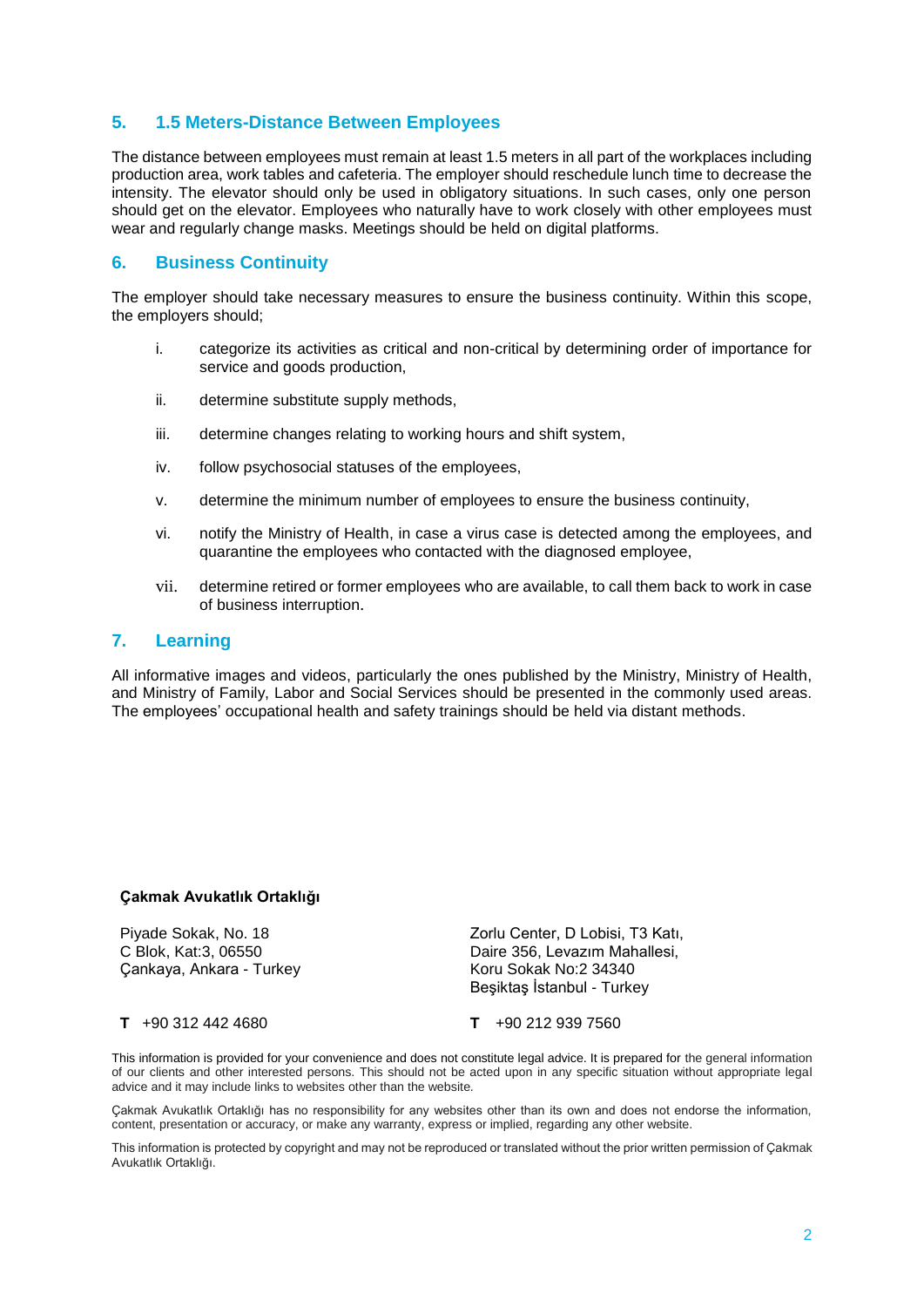## 5. 1.5 Meters-Distance Between Employees

The distance between employees must remain at least 1.5 meters in all part of the workplaces including production area, work tables and cafeteria. The employer should reschedule lunch time to decrease the intensity. The elevator should only be used in obligatory situations. In such cases, only one person should get on the elevator. Employees who naturally have to work closely with other employees must wear and regularly change masks. Meetings should be held on digital platforms.

## 6. Business Continuity

The employer should take necessary measures to ensure the business continuity. Within this scope, the employers should;

i. categorize its activities as critical and non-critical by determining order of importance for service and goods production,

ii. determine substitute supply methods,

iii. determine changes relating to working hours and shift system,

iv. follow psychosocial statuses of the employees,

v. determine the minimum number of employees to ensure the business continuity,

vi. notify the Ministry of Health, in case a virus case is detected among the employees, and quarantine the employees who contacted with the diagnosed employee,

vii. determine retired or former employees who are available, to call them back to work in case of business interruption.

## 7. Learning

All informative images and videos, particularly the ones published by the Ministry, Ministry of Health, and Ministry of Family, Labor and Social Services should be presented in the commonly used areas. The employees' occupational health and safety trainings should be held via distant methods.

**Çakmak Avukatlık Ortaklığı**

Piyade Sokak, No. 18
C Blok, Kat:3, 06550
Çankaya, Ankara - Turkey

**T** +90 312 442 4680

Zorlu Center, D Lobisi, T3 Katı,
Daire 356, Levazım Mahallesi,
Koru Sokak No:2 34340
Beşiktaş İstanbul - Turkey

**T** +90 212 939 7560

This information is provided for your convenience and does not constitute legal advice. It is prepared for the general information of our clients and other interested persons. This should not be acted upon in any specific situation without appropriate legal advice and it may include links to websites other than the website.

Çakmak Avukatlık Ortaklığı has no responsibility for any websites other than its own and does not endorse the information, content, presentation or accuracy, or make any warranty, express or implied, regarding any other website.

This information is protected by copyright and may not be reproduced or translated without the prior written permission of Çakmak Avukatlık Ortaklığı.